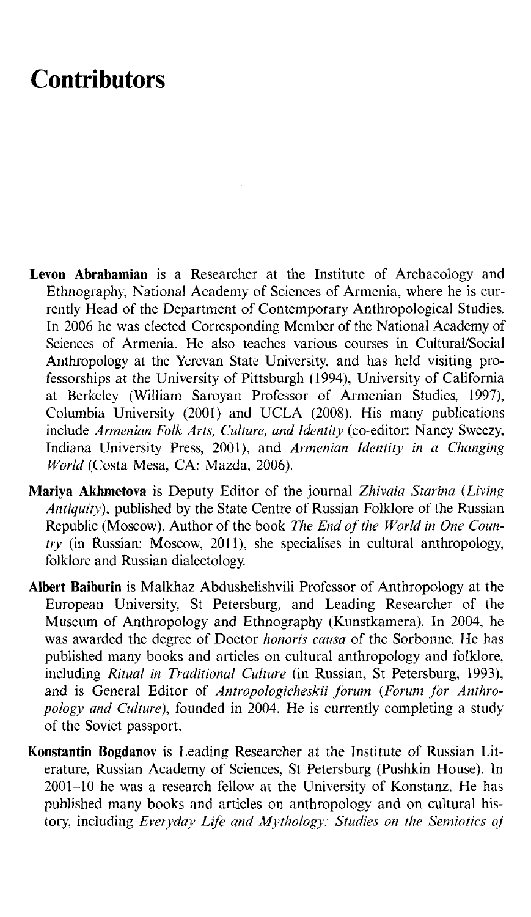# Contributors

**Levon Abrahamian** is a Researcher at the Institute of Archaeology and Ethnography, National Academy of Sciences of Armenia, where he is currently Head of the Department of Contemporary Anthropological Studies. In 2006 he was elected Corresponding Member of the National Academy of Sciences of Armenia. He also teaches various courses in Cultural/Social Anthropology at the Yerevan State University, and has held visiting professorships at the University of Pittsburgh (1994), University of California at Berkeley (William Saroyan Professor of Armenian Studies, 1997), Columbia University (2001) and UCLA (2008). His many publications include *Armenian Folk Arts, Culture, and Identity* (co-editor: Nancy Sweezy, Indiana University Press, 2001), and *Armenian Identity in a Changing World* (Costa Mesa, CA: Mazda, 2006).

**Mariya Akhmetova** is Deputy Editor of the journal *Zhivaia Starina* (*Living Antiquity*), published by the State Centre of Russian Folklore of the Russian Republic (Moscow). Author of the book *The End of the World in One Country* (in Russian: Moscow, 2011), she specialises in cultural anthropology, folklore and Russian dialectology.

**Albert Baiburin** is Malkhaz Abdushelishvili Professor of Anthropology at the European University, St Petersburg, and Leading Researcher of the Museum of Anthropology and Ethnography (Kunstkamera). In 2004, he was awarded the degree of Doctor *honoris causa* of the Sorbonne. He has published many books and articles on cultural anthropology and folklore, including *Ritual in Traditional Culture* (in Russian, St Petersburg, 1993), and is General Editor of *Antropologicheskii forum* (*Forum for Anthropology and Culture*), founded in 2004. He is currently completing a study of the Soviet passport.

**Konstantin Bogdanov** is Leading Researcher at the Institute of Russian Literature, Russian Academy of Sciences, St Petersburg (Pushkin House). In 2001–10 he was a research fellow at the University of Konstanz. He has published many books and articles on anthropology and on cultural history, including *Everyday Life and Mythology: Studies on the Semiotics of*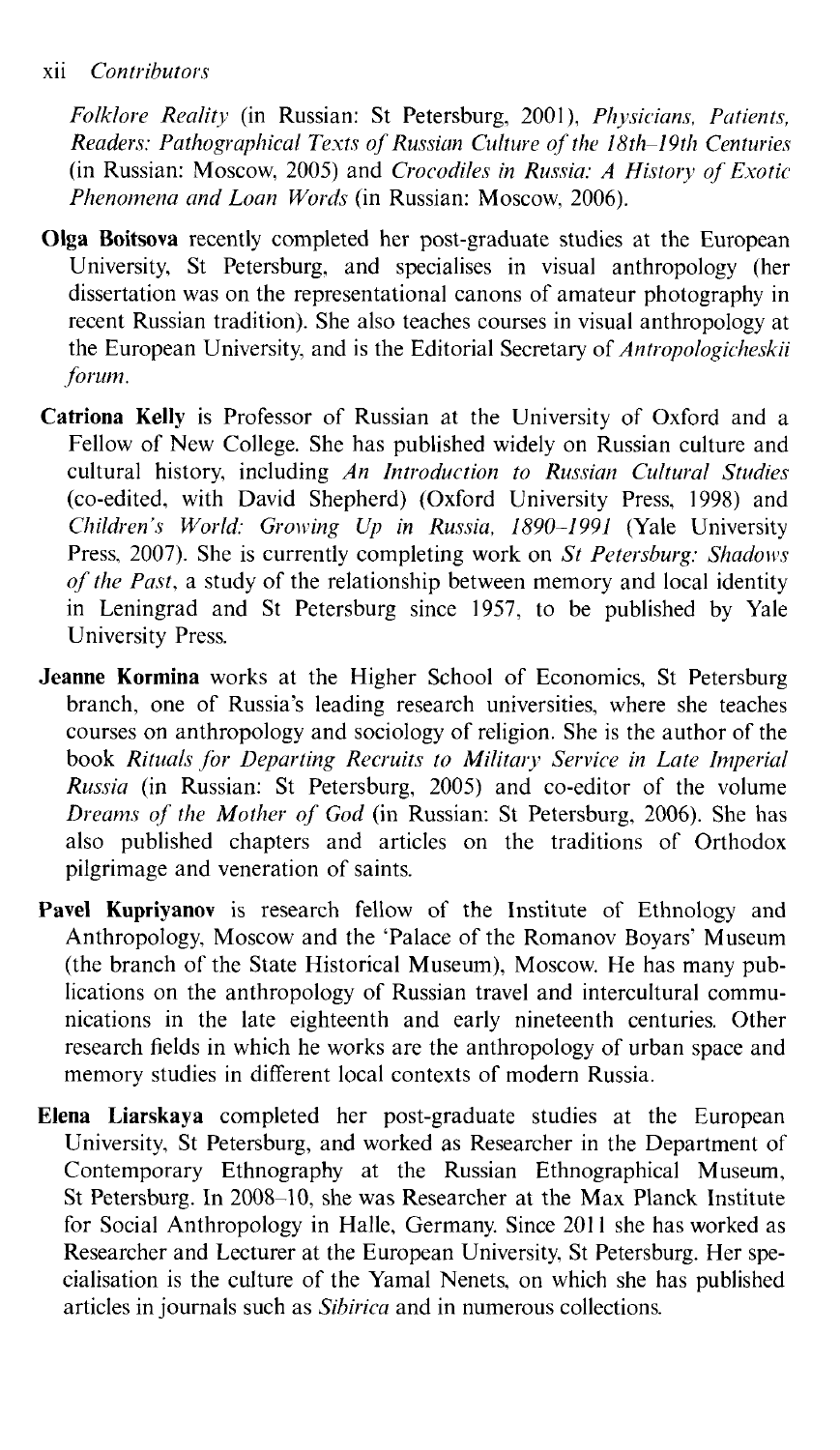*Folklore Reality* (in Russian: St Petersburg, 2001), *Physicians, Patients, Readers: Pathographical Texts of Russian Culture of the 18th–19th Centuries* (in Russian: Moscow, 2005) and *Crocodiles in Russia: A History of Exotic Phenomena and Loan Words* (in Russian: Moscow, 2006).

**Olga Boitsova** recently completed her post-graduate studies at the European University, St Petersburg, and specialises in visual anthropology (her dissertation was on the representational canons of amateur photography in recent Russian tradition). She also teaches courses in visual anthropology at the European University, and is the Editorial Secretary of *Antropologicheskii forum*.

**Catriona Kelly** is Professor of Russian at the University of Oxford and a Fellow of New College. She has published widely on Russian culture and cultural history, including *An Introduction to Russian Cultural Studies* (co-edited, with David Shepherd) (Oxford University Press, 1998) and *Children's World: Growing Up in Russia, 1890–1991* (Yale University Press, 2007). She is currently completing work on *St Petersburg: Shadows of the Past*, a study of the relationship between memory and local identity in Leningrad and St Petersburg since 1957, to be published by Yale University Press.

**Jeanne Kormina** works at the Higher School of Economics, St Petersburg branch, one of Russia's leading research universities, where she teaches courses on anthropology and sociology of religion. She is the author of the book *Rituals for Departing Recruits to Military Service in Late Imperial Russia* (in Russian: St Petersburg, 2005) and co-editor of the volume *Dreams of the Mother of God* (in Russian: St Petersburg, 2006). She has also published chapters and articles on the traditions of Orthodox pilgrimage and veneration of saints.

**Pavel Kupriyanov** is research fellow of the Institute of Ethnology and Anthropology, Moscow and the 'Palace of the Romanov Boyars' Museum (the branch of the State Historical Museum), Moscow. He has many publications on the anthropology of Russian travel and intercultural communications in the late eighteenth and early nineteenth centuries. Other research fields in which he works are the anthropology of urban space and memory studies in different local contexts of modern Russia.

**Elena Liarskaya** completed her post-graduate studies at the European University, St Petersburg, and worked as Researcher in the Department of Contemporary Ethnography at the Russian Ethnographical Museum, St Petersburg. In 2008–10, she was Researcher at the Max Planck Institute for Social Anthropology in Halle, Germany. Since 2011 she has worked as Researcher and Lecturer at the European University, St Petersburg. Her specialisation is the culture of the Yamal Nenets, on which she has published articles in journals such as *Sibirica* and in numerous collections.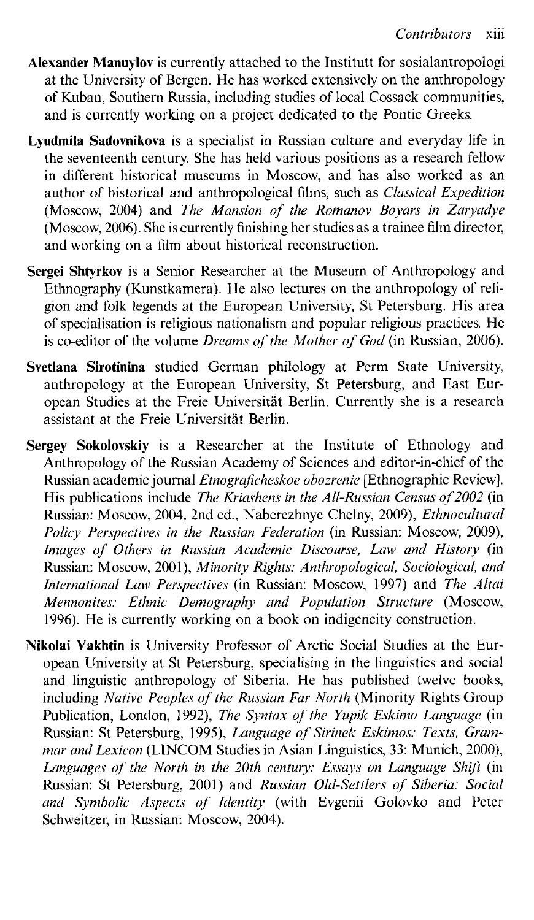**Alexander Manuylov** is currently attached to the Institutt for sosialantropologi at the University of Bergen. He has worked extensively on the anthropology of Kuban, Southern Russia, including studies of local Cossack communities, and is currently working on a project dedicated to the Pontic Greeks.

**Lyudmila Sadovnikova** is a specialist in Russian culture and everyday life in the seventeenth century. She has held various positions as a research fellow in different historical museums in Moscow, and has also worked as an author of historical and anthropological films, such as *Classical Expedition* (Moscow, 2004) and *The Mansion of the Romanov Boyars in Zaryadye* (Moscow, 2006). She is currently finishing her studies as a trainee film director, and working on a film about historical reconstruction.

**Sergei Shtyrkov** is a Senior Researcher at the Museum of Anthropology and Ethnography (Kunstkamera). He also lectures on the anthropology of religion and folk legends at the European University, St Petersburg. His area of specialisation is religious nationalism and popular religious practices. He is co-editor of the volume *Dreams of the Mother of God* (in Russian, 2006).

**Svetlana Sirotinina** studied German philology at Perm State University, anthropology at the European University, St Petersburg, and East European Studies at the Freie Universität Berlin. Currently she is a research assistant at the Freie Universität Berlin.

**Sergey Sokolovskiy** is a Researcher at the Institute of Ethnology and Anthropology of the Russian Academy of Sciences and editor-in-chief of the Russian academic journal *Etnograficheskoe obozrenie* [Ethnographic Review]. His publications include *The Kriashens in the All-Russian Census of 2002* (in Russian: Moscow, 2004, 2nd ed., Naberezhnye Chelny, 2009), *Ethnocultural Policy Perspectives in the Russian Federation* (in Russian: Moscow, 2009), *Images of Others in Russian Academic Discourse, Law and History* (in Russian: Moscow, 2001), *Minority Rights: Anthropological, Sociological, and International Law Perspectives* (in Russian: Moscow, 1997) and *The Altai Mennonites: Ethnic Demography and Population Structure* (Moscow, 1996). He is currently working on a book on indigeneity construction.

**Nikolai Vakhtin** is University Professor of Arctic Social Studies at the European University at St Petersburg, specialising in the linguistics and social and linguistic anthropology of Siberia. He has published twelve books, including *Native Peoples of the Russian Far North* (Minority Rights Group Publication, London, 1992), *The Syntax of the Yupik Eskimo Language* (in Russian: St Petersburg, 1995), *Language of Sirinek Eskimos: Texts, Grammar and Lexicon* (LINCOM Studies in Asian Linguistics, 33: Munich, 2000), *Languages of the North in the 20th century: Essays on Language Shift* (in Russian: St Petersburg, 2001) and *Russian Old-Settlers of Siberia: Social and Symbolic Aspects of Identity* (with Evgenii Golovko and Peter Schweitzer, in Russian: Moscow, 2004).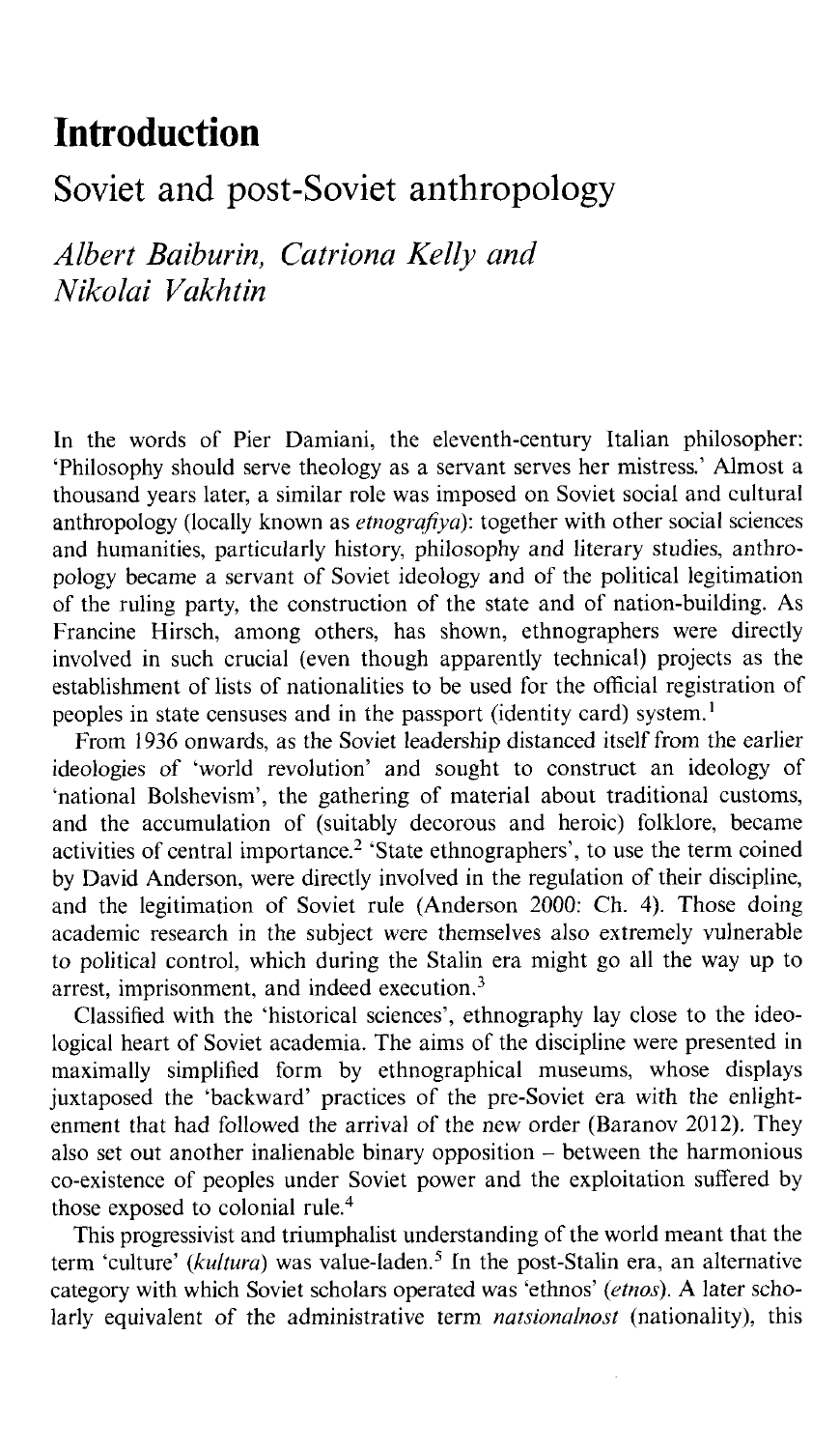# Introduction

## Soviet and post-Soviet anthropology

*Albert Baiburin, Catriona Kelly and Nikolai Vakhtin*

In the words of Pier Damiani, the eleventh-century Italian philosopher: 'Philosophy should serve theology as a servant serves her mistress.' Almost a thousand years later, a similar role was imposed on Soviet social and cultural anthropology (locally known as *etnografiya*): together with other social sciences and humanities, particularly history, philosophy and literary studies, anthropology became a servant of Soviet ideology and of the political legitimation of the ruling party, the construction of the state and of nation-building. As Francine Hirsch, among others, has shown, ethnographers were directly involved in such crucial (even though apparently technical) projects as the establishment of lists of nationalities to be used for the official registration of peoples in state censuses and in the passport (identity card) system.[1]

From 1936 onwards, as the Soviet leadership distanced itself from the earlier ideologies of 'world revolution' and sought to construct an ideology of 'national Bolshevism', the gathering of material about traditional customs, and the accumulation of (suitably decorous and heroic) folklore, became activities of central importance.[2] 'State ethnographers', to use the term coined by David Anderson, were directly involved in the regulation of their discipline, and the legitimation of Soviet rule (Anderson 2000: Ch. 4). Those doing academic research in the subject were themselves also extremely vulnerable to political control, which during the Stalin era might go all the way up to arrest, imprisonment, and indeed execution.[3]

Classified with the 'historical sciences', ethnography lay close to the ideological heart of Soviet academia. The aims of the discipline were presented in maximally simplified form by ethnographical museums, whose displays juxtaposed the 'backward' practices of the pre-Soviet era with the enlightenment that had followed the arrival of the new order (Baranov 2012). They also set out another inalienable binary opposition – between the harmonious co-existence of peoples under Soviet power and the exploitation suffered by those exposed to colonial rule.[4]

This progressivist and triumphalist understanding of the world meant that the term 'culture' (*kultura*) was value-laden.[5] In the post-Stalin era, an alternative category with which Soviet scholars operated was 'ethnos' (*etnos*). A later scholarly equivalent of the administrative term *natsionalnost* (nationality), this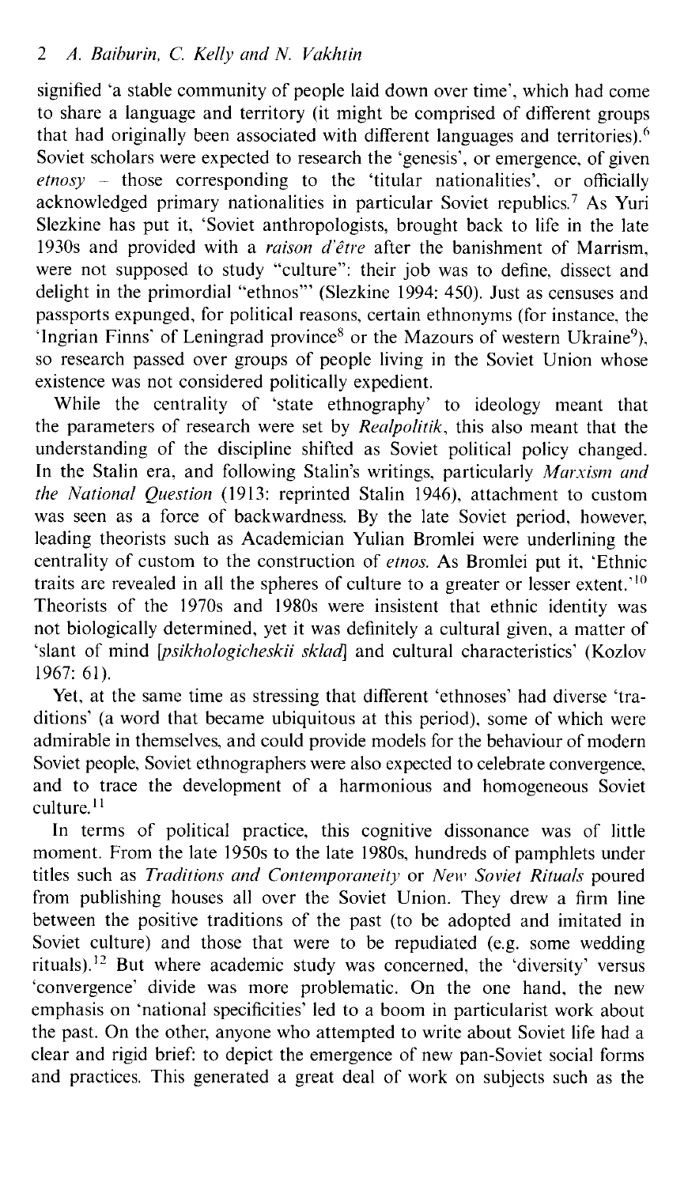signified 'a stable community of people laid down over time', which had come to share a language and territory (it might be comprised of different groups that had originally been associated with different languages and territories).[6] Soviet scholars were expected to research the 'genesis', or emergence, of given *etnosy* – those corresponding to the 'titular nationalities', or officially acknowledged primary nationalities in particular Soviet republics.[7] As Yuri Slezkine has put it, 'Soviet anthropologists, brought back to life in the late 1930s and provided with a *raison d'être* after the banishment of Marrism, were not supposed to study "culture": their job was to define, dissect and delight in the primordial "ethnos"' (Slezkine 1994: 450). Just as censuses and passports expunged, for political reasons, certain ethnonyms (for instance, the 'Ingrian Finns' of Leningrad province[8] or the Mazours of western Ukraine[9]), so research passed over groups of people living in the Soviet Union whose existence was not considered politically expedient.

While the centrality of 'state ethnography' to ideology meant that the parameters of research were set by *Realpolitik*, this also meant that the understanding of the discipline shifted as Soviet political policy changed. In the Stalin era, and following Stalin's writings, particularly *Marxism and the National Question* (1913: reprinted Stalin 1946), attachment to custom was seen as a force of backwardness. By the late Soviet period, however, leading theorists such as Academician Yulian Bromlei were underlining the centrality of custom to the construction of *etnos*. As Bromlei put it, 'Ethnic traits are revealed in all the spheres of culture to a greater or lesser extent.'[10] Theorists of the 1970s and 1980s were insistent that ethnic identity was not biologically determined, yet it was definitely a cultural given, a matter of 'slant of mind [*psikhologicheskii sklad*] and cultural characteristics' (Kozlov 1967: 61).

Yet, at the same time as stressing that different 'ethnoses' had diverse 'traditions' (a word that became ubiquitous at this period), some of which were admirable in themselves, and could provide models for the behaviour of modern Soviet people, Soviet ethnographers were also expected to celebrate convergence, and to trace the development of a harmonious and homogeneous Soviet culture.[11]

In terms of political practice, this cognitive dissonance was of little moment. From the late 1950s to the late 1980s, hundreds of pamphlets under titles such as *Traditions and Contemporaneity* or *New Soviet Rituals* poured from publishing houses all over the Soviet Union. They drew a firm line between the positive traditions of the past (to be adopted and imitated in Soviet culture) and those that were to be repudiated (e.g. some wedding rituals).[12] But where academic study was concerned, the 'diversity' versus 'convergence' divide was more problematic. On the one hand, the new emphasis on 'national specificities' led to a boom in particularist work about the past. On the other, anyone who attempted to write about Soviet life had a clear and rigid brief: to depict the emergence of new pan-Soviet social forms and practices. This generated a great deal of work on subjects such as the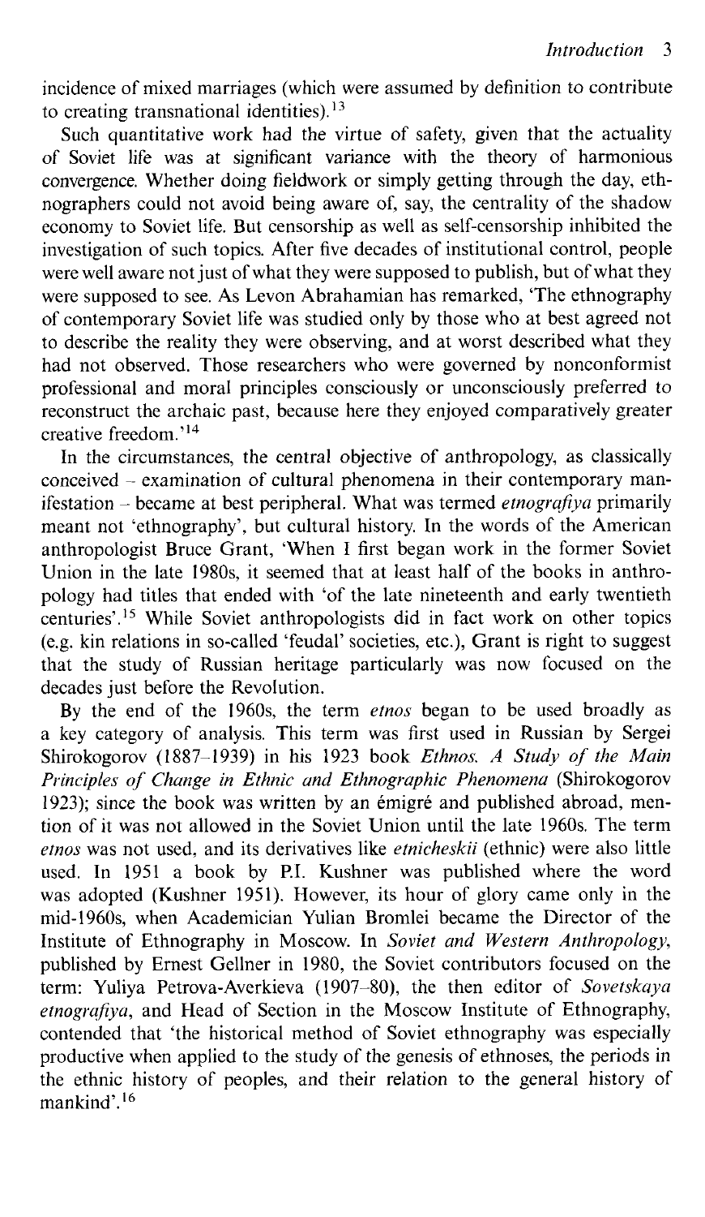incidence of mixed marriages (which were assumed by definition to contribute to creating transnational identities).[13]

Such quantitative work had the virtue of safety, given that the actuality of Soviet life was at significant variance with the theory of harmonious convergence. Whether doing fieldwork or simply getting through the day, ethnographers could not avoid being aware of, say, the centrality of the shadow economy to Soviet life. But censorship as well as self-censorship inhibited the investigation of such topics. After five decades of institutional control, people were well aware not just of what they were supposed to publish, but of what they were supposed to see. As Levon Abrahamian has remarked, 'The ethnography of contemporary Soviet life was studied only by those who at best agreed not to describe the reality they were observing, and at worst described what they had not observed. Those researchers who were governed by nonconformist professional and moral principles consciously or unconsciously preferred to reconstruct the archaic past, because here they enjoyed comparatively greater creative freedom.'[14]

In the circumstances, the central objective of anthropology, as classically conceived – examination of cultural phenomena in their contemporary manifestation – became at best peripheral. What was termed *etnografiya* primarily meant not 'ethnography', but cultural history. In the words of the American anthropologist Bruce Grant, 'When I first began work in the former Soviet Union in the late 1980s, it seemed that at least half of the books in anthropology had titles that ended with 'of the late nineteenth and early twentieth centuries'.[15] While Soviet anthropologists did in fact work on other topics (e.g. kin relations in so-called 'feudal' societies, etc.), Grant is right to suggest that the study of Russian heritage particularly was now focused on the decades just before the Revolution.

By the end of the 1960s, the term *etnos* began to be used broadly as a key category of analysis. This term was first used in Russian by Sergei Shirokogorov (1887–1939) in his 1923 book *Ethnos. A Study of the Main Principles of Change in Ethnic and Ethnographic Phenomena* (Shirokogorov 1923); since the book was written by an émigré and published abroad, mention of it was not allowed in the Soviet Union until the late 1960s. The term *etnos* was not used, and its derivatives like *etnicheskii* (ethnic) were also little used. In 1951 a book by P.I. Kushner was published where the word was adopted (Kushner 1951). However, its hour of glory came only in the mid-1960s, when Academician Yulian Bromlei became the Director of the Institute of Ethnography in Moscow. In *Soviet and Western Anthropology*, published by Ernest Gellner in 1980, the Soviet contributors focused on the term: Yuliya Petrova-Averkieva (1907–80), the then editor of *Sovetskaya etnografiya*, and Head of Section in the Moscow Institute of Ethnography, contended that 'the historical method of Soviet ethnography was especially productive when applied to the study of the genesis of ethnoses, the periods in the ethnic history of peoples, and their relation to the general history of mankind'.[16]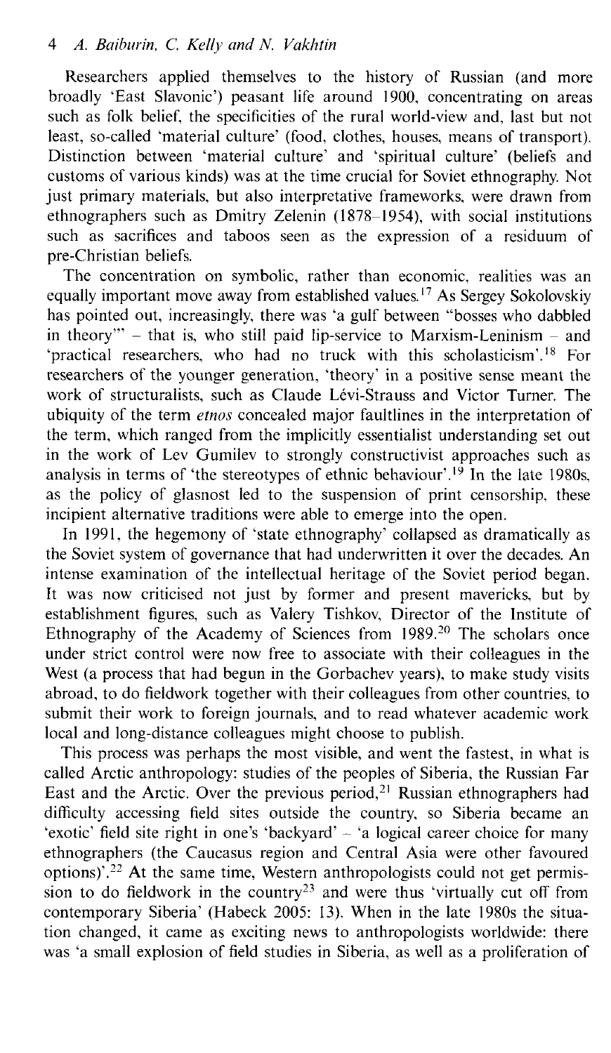Researchers applied themselves to the history of Russian (and more broadly 'East Slavonic') peasant life around 1900, concentrating on areas such as folk belief, the specificities of the rural world-view and, last but not least, so-called 'material culture' (food, clothes, houses, means of transport). Distinction between 'material culture' and 'spiritual culture' (beliefs and customs of various kinds) was at the time crucial for Soviet ethnography. Not just primary materials, but also interpretative frameworks, were drawn from ethnographers such as Dmitry Zelenin (1878–1954), with social institutions such as sacrifices and taboos seen as the expression of a residuum of pre-Christian beliefs.

The concentration on symbolic, rather than economic, realities was an equally important move away from established values.[17] As Sergey Sokolovskiy has pointed out, increasingly, there was 'a gulf between "bosses who dabbled in theory"' – that is, who still paid lip-service to Marxism-Leninism – and 'practical researchers, who had no truck with this scholasticism'.[18] For researchers of the younger generation, 'theory' in a positive sense meant the work of structuralists, such as Claude Lévi-Strauss and Victor Turner. The ubiquity of the term *etnos* concealed major faultlines in the interpretation of the term, which ranged from the implicitly essentialist understanding set out in the work of Lev Gumilev to strongly constructivist approaches such as analysis in terms of 'the stereotypes of ethnic behaviour'.[19] In the late 1980s, as the policy of glasnost led to the suspension of print censorship, these incipient alternative traditions were able to emerge into the open.

In 1991, the hegemony of 'state ethnography' collapsed as dramatically as the Soviet system of governance that had underwritten it over the decades. An intense examination of the intellectual heritage of the Soviet period began. It was now criticised not just by former and present mavericks, but by establishment figures, such as Valery Tishkov, Director of the Institute of Ethnography of the Academy of Sciences from 1989.[20] The scholars once under strict control were now free to associate with their colleagues in the West (a process that had begun in the Gorbachev years), to make study visits abroad, to do fieldwork together with their colleagues from other countries, to submit their work to foreign journals, and to read whatever academic work local and long-distance colleagues might choose to publish.

This process was perhaps the most visible, and went the fastest, in what is called Arctic anthropology: studies of the peoples of Siberia, the Russian Far East and the Arctic. Over the previous period,[21] Russian ethnographers had difficulty accessing field sites outside the country, so Siberia became an 'exotic' field site right in one's 'backyard' – 'a logical career choice for many ethnographers (the Caucasus region and Central Asia were other favoured options)'.[22] At the same time, Western anthropologists could not get permission to do fieldwork in the country[23] and were thus 'virtually cut off from contemporary Siberia' (Habeck 2005: 13). When in the late 1980s the situation changed, it came as exciting news to anthropologists worldwide: there was 'a small explosion of field studies in Siberia, as well as a proliferation of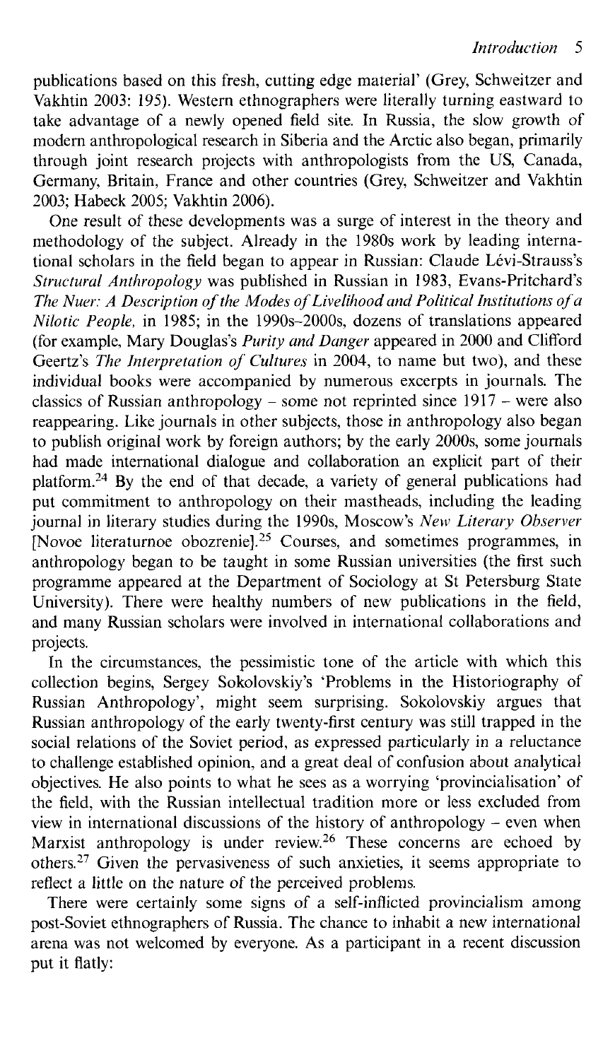publications based on this fresh, cutting edge material' (Grey, Schweitzer and Vakhtin 2003: 195). Western ethnographers were literally turning eastward to take advantage of a newly opened field site. In Russia, the slow growth of modern anthropological research in Siberia and the Arctic also began, primarily through joint research projects with anthropologists from the US, Canada, Germany, Britain, France and other countries (Grey, Schweitzer and Vakhtin 2003; Habeck 2005; Vakhtin 2006).

One result of these developments was a surge of interest in the theory and methodology of the subject. Already in the 1980s work by leading international scholars in the field began to appear in Russian: Claude Lévi-Strauss's *Structural Anthropology* was published in Russian in 1983, Evans-Pritchard's *The Nuer: A Description of the Modes of Livelihood and Political Institutions of a Nilotic People*, in 1985; in the 1990s–2000s, dozens of translations appeared (for example, Mary Douglas's *Purity and Danger* appeared in 2000 and Clifford Geertz's *The Interpretation of Cultures* in 2004, to name but two), and these individual books were accompanied by numerous excerpts in journals. The classics of Russian anthropology – some not reprinted since 1917 – were also reappearing. Like journals in other subjects, those in anthropology also began to publish original work by foreign authors; by the early 2000s, some journals had made international dialogue and collaboration an explicit part of their platform.[24] By the end of that decade, a variety of general publications had put commitment to anthropology on their mastheads, including the leading journal in literary studies during the 1990s, Moscow's *New Literary Observer* [Novoe literaturnoe obozrenie].[25] Courses, and sometimes programmes, in anthropology began to be taught in some Russian universities (the first such programme appeared at the Department of Sociology at St Petersburg State University). There were healthy numbers of new publications in the field, and many Russian scholars were involved in international collaborations and projects.

In the circumstances, the pessimistic tone of the article with which this collection begins, Sergey Sokolovskiy's 'Problems in the Historiography of Russian Anthropology', might seem surprising. Sokolovskiy argues that Russian anthropology of the early twenty-first century was still trapped in the social relations of the Soviet period, as expressed particularly in a reluctance to challenge established opinion, and a great deal of confusion about analytical objectives. He also points to what he sees as a worrying 'provincialisation' of the field, with the Russian intellectual tradition more or less excluded from view in international discussions of the history of anthropology – even when Marxist anthropology is under review.[26] These concerns are echoed by others.[27] Given the pervasiveness of such anxieties, it seems appropriate to reflect a little on the nature of the perceived problems.

There were certainly some signs of a self-inflicted provincialism among post-Soviet ethnographers of Russia. The chance to inhabit a new international arena was not welcomed by everyone. As a participant in a recent discussion put it flatly: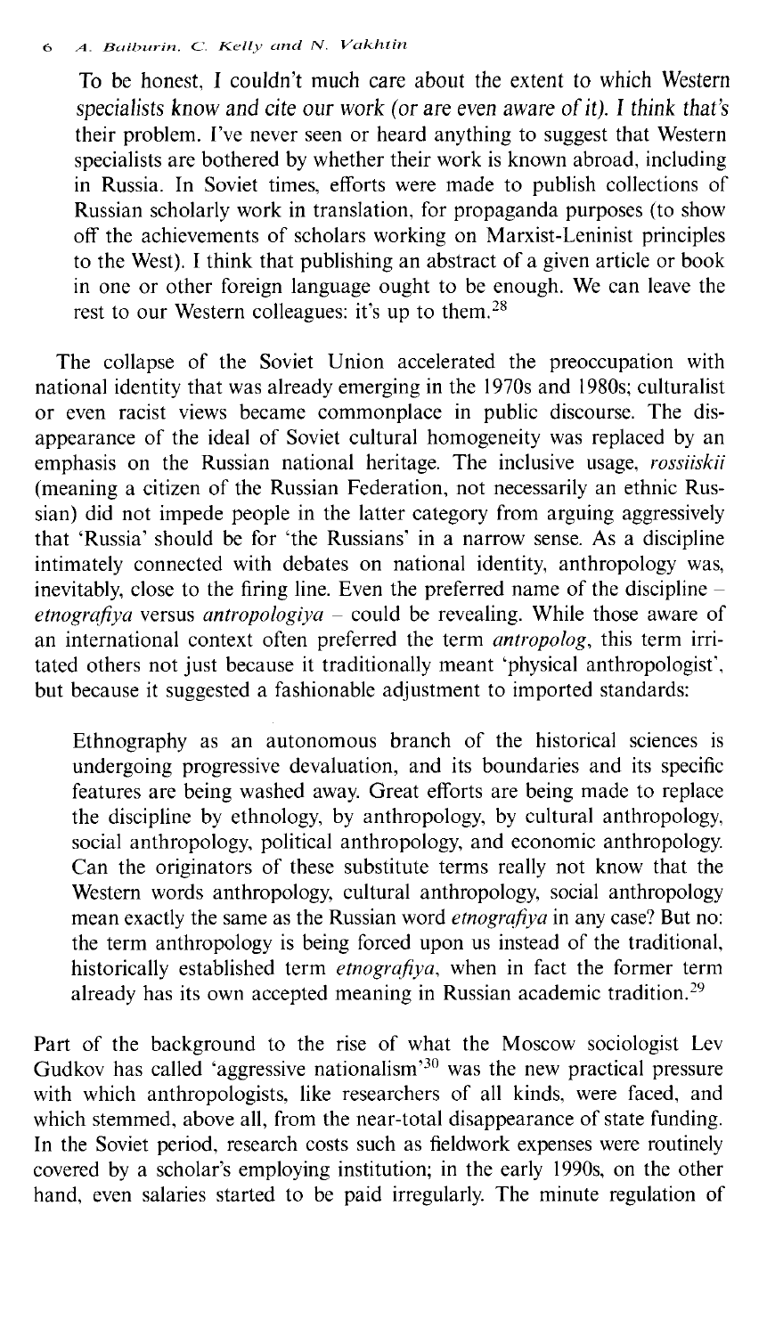> To be honest, I couldn't much care about the extent to which Western specialists know and cite our work (or are even aware of it). I think that's their problem. I've never seen or heard anything to suggest that Western specialists are bothered by whether their work is known abroad, including in Russia. In Soviet times, efforts were made to publish collections of Russian scholarly work in translation, for propaganda purposes (to show off the achievements of scholars working on Marxist-Leninist principles to the West). I think that publishing an abstract of a given article or book in one or other foreign language ought to be enough. We can leave the rest to our Western colleagues: it's up to them.[28]

The collapse of the Soviet Union accelerated the preoccupation with national identity that was already emerging in the 1970s and 1980s; culturalist or even racist views became commonplace in public discourse. The disappearance of the ideal of Soviet cultural homogeneity was replaced by an emphasis on the Russian national heritage. The inclusive usage, *rossiiskii* (meaning a citizen of the Russian Federation, not necessarily an ethnic Russian) did not impede people in the latter category from arguing aggressively that 'Russia' should be for 'the Russians' in a narrow sense. As a discipline intimately connected with debates on national identity, anthropology was, inevitably, close to the firing line. Even the preferred name of the discipline – *etnografiya* versus *antropologiya* – could be revealing. While those aware of an international context often preferred the term *antropolog*, this term irritated others not just because it traditionally meant 'physical anthropologist', but because it suggested a fashionable adjustment to imported standards:

> Ethnography as an autonomous branch of the historical sciences is undergoing progressive devaluation, and its boundaries and its specific features are being washed away. Great efforts are being made to replace the discipline by ethnology, by anthropology, by cultural anthropology, social anthropology, political anthropology, and economic anthropology. Can the originators of these substitute terms really not know that the Western words anthropology, cultural anthropology, social anthropology mean exactly the same as the Russian word *etnografiya* in any case? But no: the term anthropology is being forced upon us instead of the traditional, historically established term *etnografiya*, when in fact the former term already has its own accepted meaning in Russian academic tradition.[29]

Part of the background to the rise of what the Moscow sociologist Lev Gudkov has called 'aggressive nationalism'[30] was the new practical pressure with which anthropologists, like researchers of all kinds, were faced, and which stemmed, above all, from the near-total disappearance of state funding. In the Soviet period, research costs such as fieldwork expenses were routinely covered by a scholar's employing institution; in the early 1990s, on the other hand, even salaries started to be paid irregularly. The minute regulation of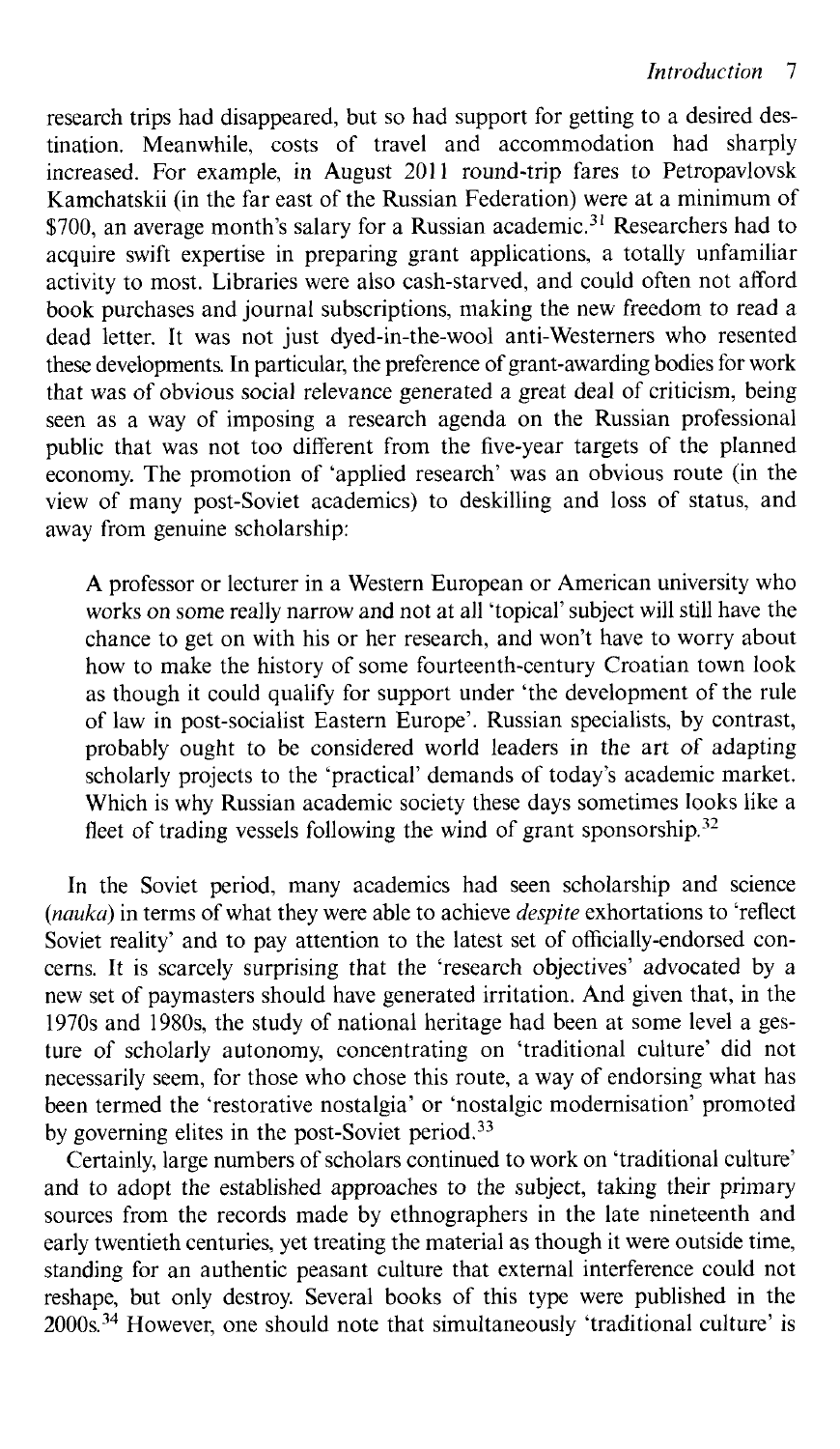research trips had disappeared, but so had support for getting to a desired destination. Meanwhile, costs of travel and accommodation had sharply increased. For example, in August 2011 round-trip fares to Petropavlovsk Kamchatskii (in the far east of the Russian Federation) were at a minimum of $700, an average month's salary for a Russian academic.[31] Researchers had to acquire swift expertise in preparing grant applications, a totally unfamiliar activity to most. Libraries were also cash-starved, and could often not afford book purchases and journal subscriptions, making the new freedom to read a dead letter. It was not just dyed-in-the-wool anti-Westerners who resented these developments. In particular, the preference of grant-awarding bodies for work that was of obvious social relevance generated a great deal of criticism, being seen as a way of imposing a research agenda on the Russian professional public that was not too different from the five-year targets of the planned economy. The promotion of 'applied research' was an obvious route (in the view of many post-Soviet academics) to deskilling and loss of status, and away from genuine scholarship:

> A professor or lecturer in a Western European or American university who works on some really narrow and not at all 'topical' subject will still have the chance to get on with his or her research, and won't have to worry about how to make the history of some fourteenth-century Croatian town look as though it could qualify for support under 'the development of the rule of law in post-socialist Eastern Europe'. Russian specialists, by contrast, probably ought to be considered world leaders in the art of adapting scholarly projects to the 'practical' demands of today's academic market. Which is why Russian academic society these days sometimes looks like a fleet of trading vessels following the wind of grant sponsorship.[32]

In the Soviet period, many academics had seen scholarship and science (*nauka*) in terms of what they were able to achieve *despite* exhortations to 'reflect Soviet reality' and to pay attention to the latest set of officially-endorsed concerns. It is scarcely surprising that the 'research objectives' advocated by a new set of paymasters should have generated irritation. And given that, in the 1970s and 1980s, the study of national heritage had been at some level a gesture of scholarly autonomy, concentrating on 'traditional culture' did not necessarily seem, for those who chose this route, a way of endorsing what has been termed the 'restorative nostalgia' or 'nostalgic modernisation' promoted by governing elites in the post-Soviet period.[33]

Certainly, large numbers of scholars continued to work on 'traditional culture' and to adopt the established approaches to the subject, taking their primary sources from the records made by ethnographers in the late nineteenth and early twentieth centuries, yet treating the material as though it were outside time, standing for an authentic peasant culture that external interference could not reshape, but only destroy. Several books of this type were published in the 2000s.[34] However, one should note that simultaneously 'traditional culture' is